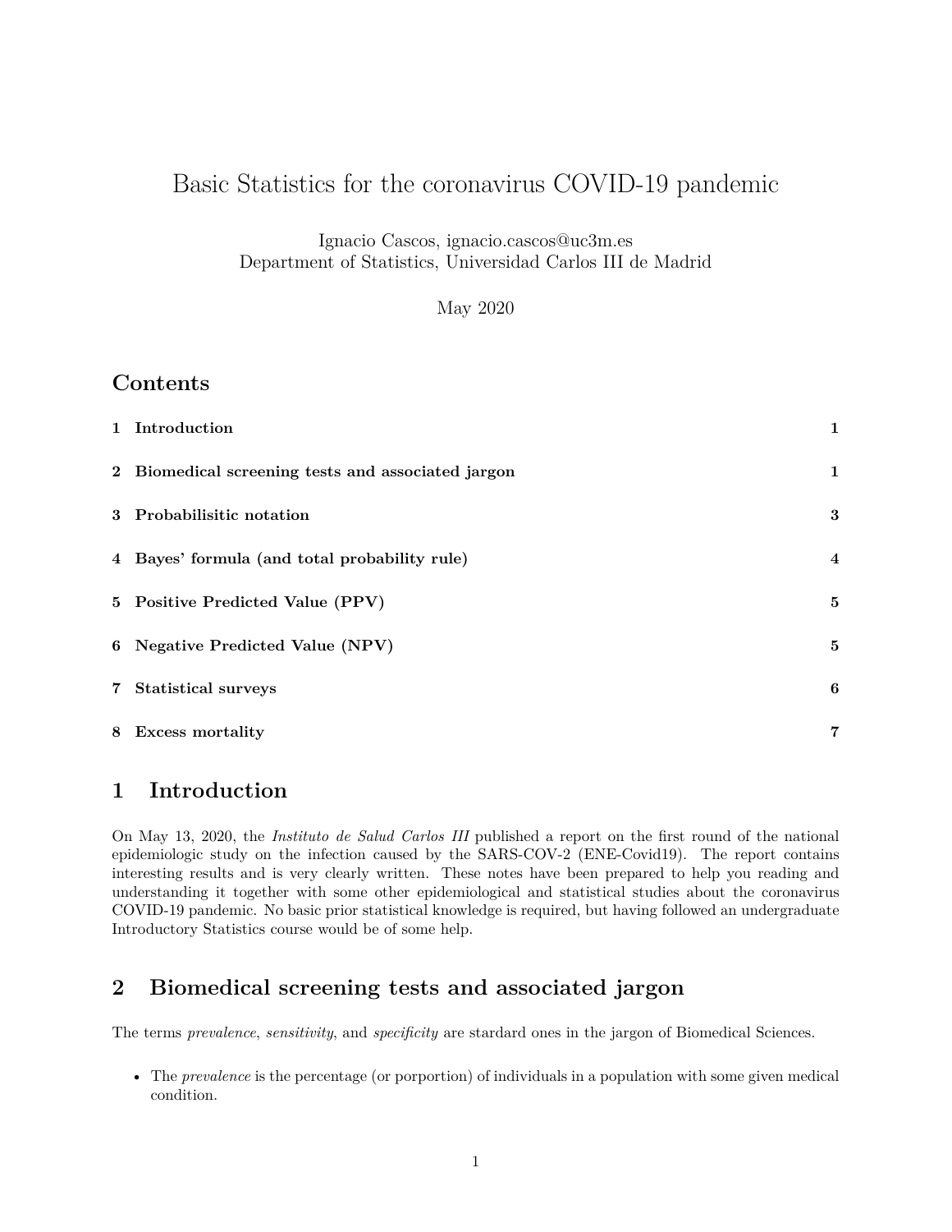# Basic Statistics for the coronavirus COVID-19 pandemic

Ignacio Cascos, ignacio.cascos@uc3m.es
Department of Statistics, Universidad Carlos III de Madrid

May 2020

## Contents

| | |
|---|---|
| **1 Introduction** | **1** |
| **2 Biomedical screening tests and associated jargon** | **1** |
| **3 Probabilisitic notation** | **3** |
| **4 Bayes' formula (and total probability rule)** | **4** |
| **5 Positive Predicted Value (PPV)** | **5** |
| **6 Negative Predicted Value (NPV)** | **5** |
| **7 Statistical surveys** | **6** |
| **8 Excess mortality** | **7** |

## 1 Introduction

On May 13, 2020, the *Instituto de Salud Carlos III* published a report on the first round of the national epidemiologic study on the infection caused by the SARS-COV-2 (ENE-Covid19). The report contains interesting results and is very clearly written. These notes have been prepared to help you reading and understanding it together with some other epidemiological and statistical studies about the coronavirus COVID-19 pandemic. No basic prior statistical knowledge is required, but having followed an undergraduate Introductory Statistics course would be of some help.

## 2 Biomedical screening tests and associated jargon

The terms *prevalence*, *sensitivity*, and *specificity* are stardard ones in the jargon of Biomedical Sciences.

- The *prevalence* is the percentage (or porportion) of individuals in a population with some given medical condition.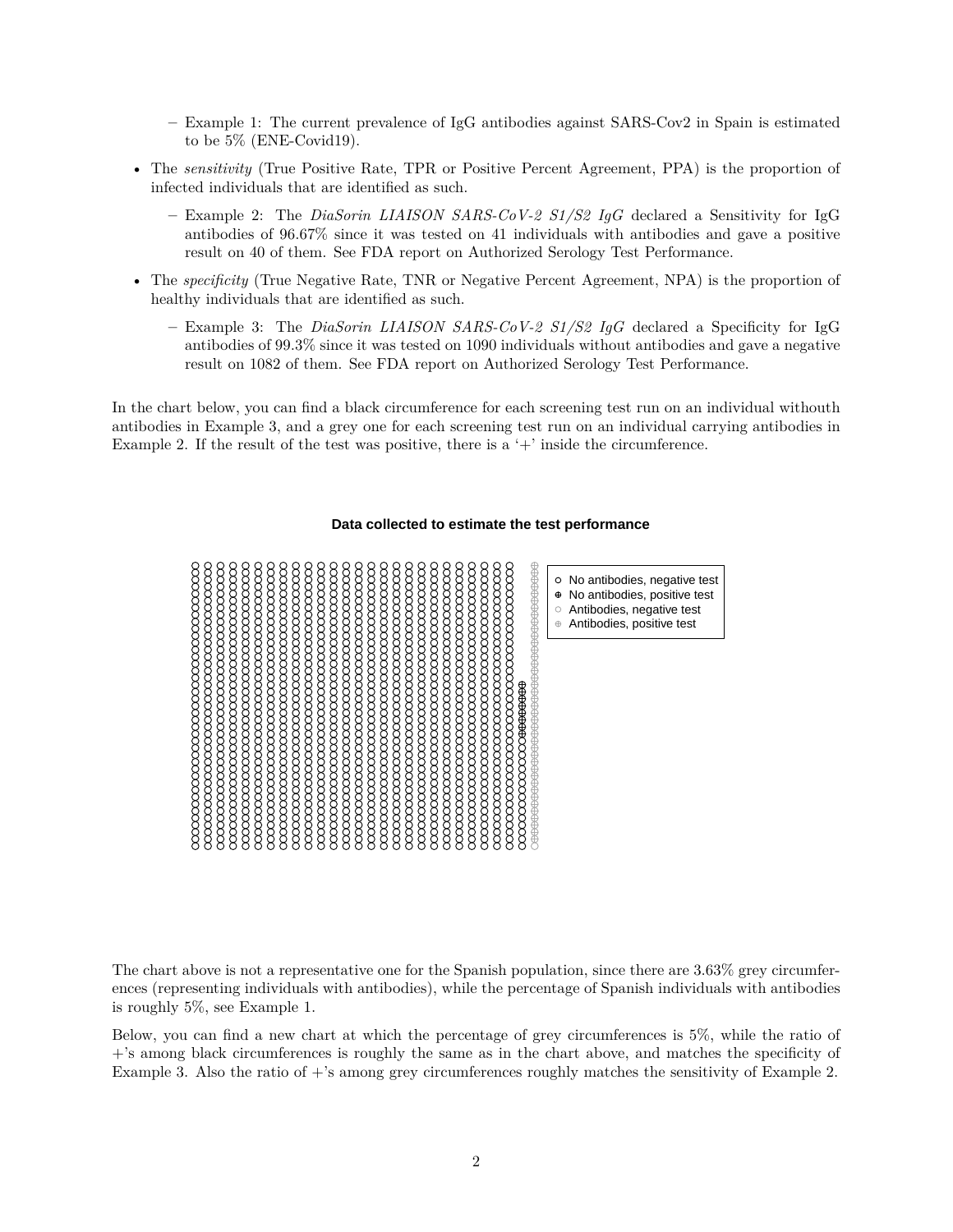- Example 1: The current prevalence of IgG antibodies against SARS-Cov2 in Spain is estimated to be 5% (ENE-Covid19).

- The *sensitivity* (True Positive Rate, TPR or Positive Percent Agreement, PPA) is the proportion of infected individuals that are identified as such.
  - Example 2: The *DiaSorin LIAISON SARS-CoV-2 S1/S2 IgG* declared a Sensitivity for IgG antibodies of 96.67% since it was tested on 41 individuals with antibodies and gave a positive result on 40 of them. See FDA report on Authorized Serology Test Performance.

- The *specificity* (True Negative Rate, TNR or Negative Percent Agreement, NPA) is the proportion of healthy individuals that are identified as such.
  - Example 3: The *DiaSorin LIAISON SARS-CoV-2 S1/S2 IgG* declared a Specificity for IgG antibodies of 99.3% since it was tested on 1090 individuals without antibodies and gave a negative result on 1082 of them. See FDA report on Authorized Serology Test Performance.

In the chart below, you can find a black circumference for each screening test run on an individual withouth antibodies in Example 3, and a grey one for each screening test run on an individual carrying antibodies in Example 2. If the result of the test was positive, there is a '+' inside the circumference.

**Data collected to estimate the test performance**

- No antibodies, negative test
- No antibodies, positive test
- Antibodies, negative test
- Antibodies, positive test

The chart above is not a representative one for the Spanish population, since there are 3.63% grey circumferences (representing individuals with antibodies), while the percentage of Spanish individuals with antibodies is roughly 5%, see Example 1.

Below, you can find a new chart at which the percentage of grey circumferences is 5%, while the ratio of +'s among black circumferences is roughly the same as in the chart above, and matches the specificity of Example 3. Also the ratio of +'s among grey circumferences roughly matches the sensitivity of Example 2.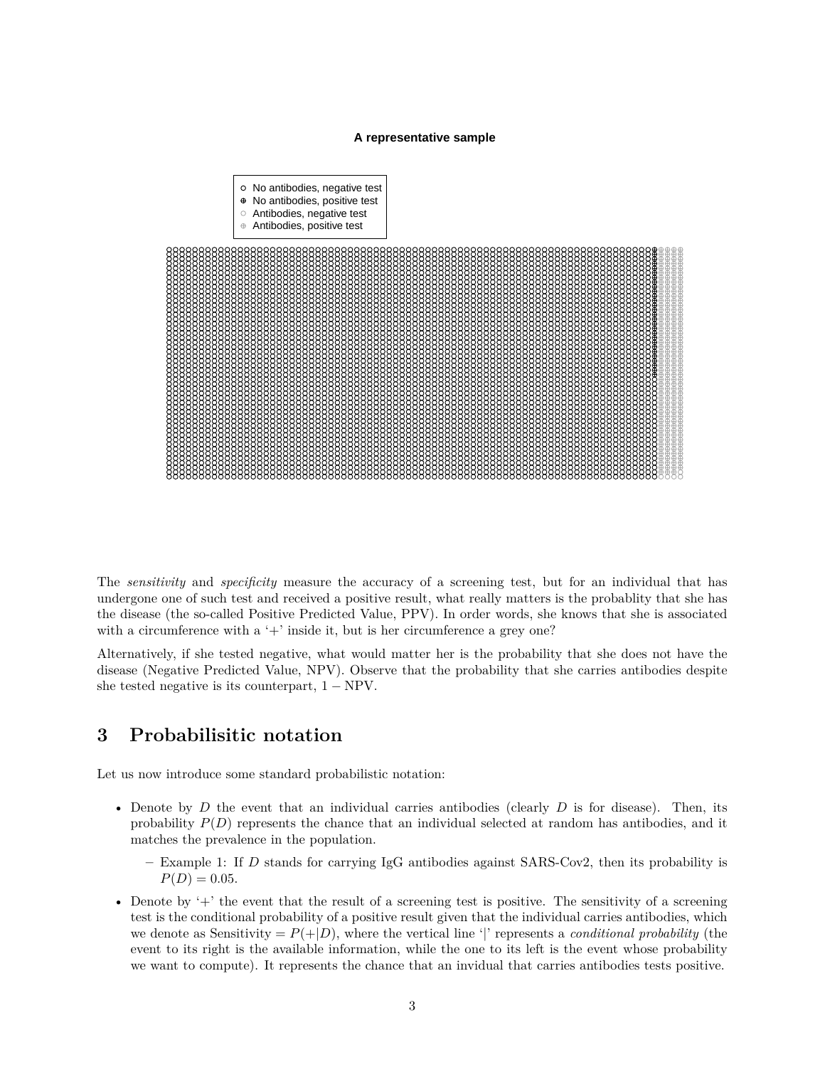**A representative sample**

- No antibodies, negative test
- No antibodies, positive test
- Antibodies, negative test
- Antibodies, positive test

The *sensitivity* and *specificity* measure the accuracy of a screening test, but for an individual that has undergone one of such test and received a positive result, what really matters is the probablity that she has the disease (the so-called Positive Predicted Value, PPV). In order words, she knows that she is associated with a circumference with a '+' inside it, but is her circumference a grey one?

Alternatively, if she tested negative, what would matter her is the probability that she does not have the disease (Negative Predicted Value, NPV). Observe that the probability that she carries antibodies despite she tested negative is its counterpart, $1 - \text{NPV}$.

## 3 Probabilisitic notation

Let us now introduce some standard probabilistic notation:

- Denote by $D$ the event that an individual carries antibodies (clearly $D$ is for disease). Then, its probability $P(D)$ represents the chance that an individual selected at random has antibodies, and it matches the prevalence in the population.
  - Example 1: If $D$ stands for carrying IgG antibodies against SARS-Cov2, then its probability is $P(D) = 0.05$.
- Denote by '+' the event that the result of a screening test is positive. The sensitivity of a screening test is the conditional probability of a positive result given that the individual carries antibodies, which we denote as Sensitivity $= P(+|D)$, where the vertical line '|' represents a *conditional probability* (the event to its right is the available information, while the one to its left is the event whose probability we want to compute). It represents the chance that an invidual that carries antibodies tests positive.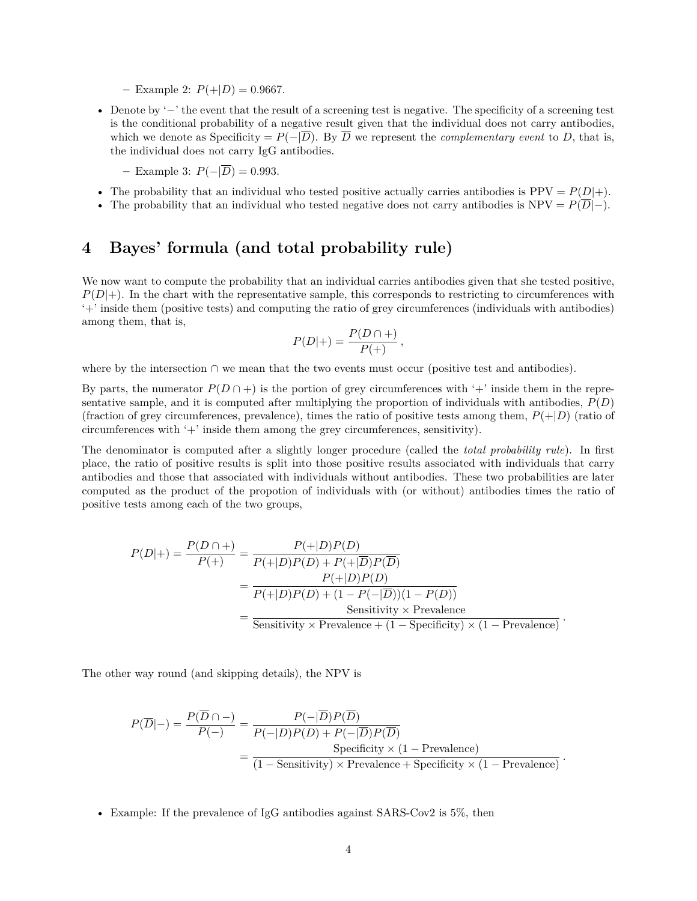- Example 2: $P(+|D) = 0.9667$.

- Denote by '$-$' the event that the result of a screening test is negative. The specificity of a screening test is the conditional probability of a negative result given that the individual does not carry antibodies, which we denote as Specificity $= P(-|\overline{D})$. By $\overline{D}$ we represent the *complementary event* to $D$, that is, the individual does not carry IgG antibodies.

  - Example 3: $P(-|\overline{D}) = 0.993$.

- The probability that an individual who tested positive actually carries antibodies is PPV $= P(D|+)$.
- The probability that an individual who tested negative does not carry antibodies is NPV $= P(\overline{D}|-)$.

# 4 Bayes' formula (and total probability rule)

We now want to compute the probability that an individual carries antibodies given that she tested positive, $P(D|+)$. In the chart with the representative sample, this corresponds to restricting to circumferences with '+' inside them (positive tests) and computing the ratio of grey circumferences (individuals with antibodies) among them, that is,

$$P(D|+) = \frac{P(D \cap +)}{P(+)}\,,$$

where by the intersection $\cap$ we mean that the two events must occur (positive test and antibodies).

By parts, the numerator $P(D \cap +)$ is the portion of grey circumferences with '+' inside them in the representative sample, and it is computed after multiplying the proportion of individuals with antibodies, $P(D)$ (fraction of grey circumferences, prevalence), times the ratio of positive tests among them, $P(+|D)$ (ratio of circumferences with '+' inside them among the grey circumferences, sensitivity).

The denominator is computed after a slightly longer procedure (called the *total probability rule*). In first place, the ratio of positive results is split into those positive results associated with individuals that carry antibodies and those that associated with individuals without antibodies. These two probabilities are later computed as the product of the propotion of individuals with (or without) antibodies times the ratio of positive tests among each of the two groups,

$$\begin{aligned}
P(D|+) = \frac{P(D \cap +)}{P(+)} &= \frac{P(+|D)P(D)}{P(+|D)P(D) + P(+|\overline{D})P(\overline{D})} \\
&= \frac{P(+|D)P(D)}{P(+|D)P(D) + (1 - P(-|\overline{D}))(1 - P(D))} \\
&= \frac{\text{Sensitivity} \times \text{Prevalence}}{\text{Sensitivity} \times \text{Prevalence} + (1 - \text{Specificity}) \times (1 - \text{Prevalence})}\,.
\end{aligned}$$

The other way round (and skipping details), the NPV is

$$\begin{aligned}
P(\overline{D}|-) = \frac{P(\overline{D} \cap -)}{P(-)} &= \frac{P(-|\overline{D})P(\overline{D})}{P(-|D)P(D) + P(-|\overline{D})P(\overline{D})} \\
&= \frac{\text{Specificity} \times (1 - \text{Prevalence})}{(1 - \text{Sensitivity}) \times \text{Prevalence} + \text{Specificity} \times (1 - \text{Prevalence})}\,.
\end{aligned}$$

- Example: If the prevalence of IgG antibodies against SARS-Cov2 is 5%, then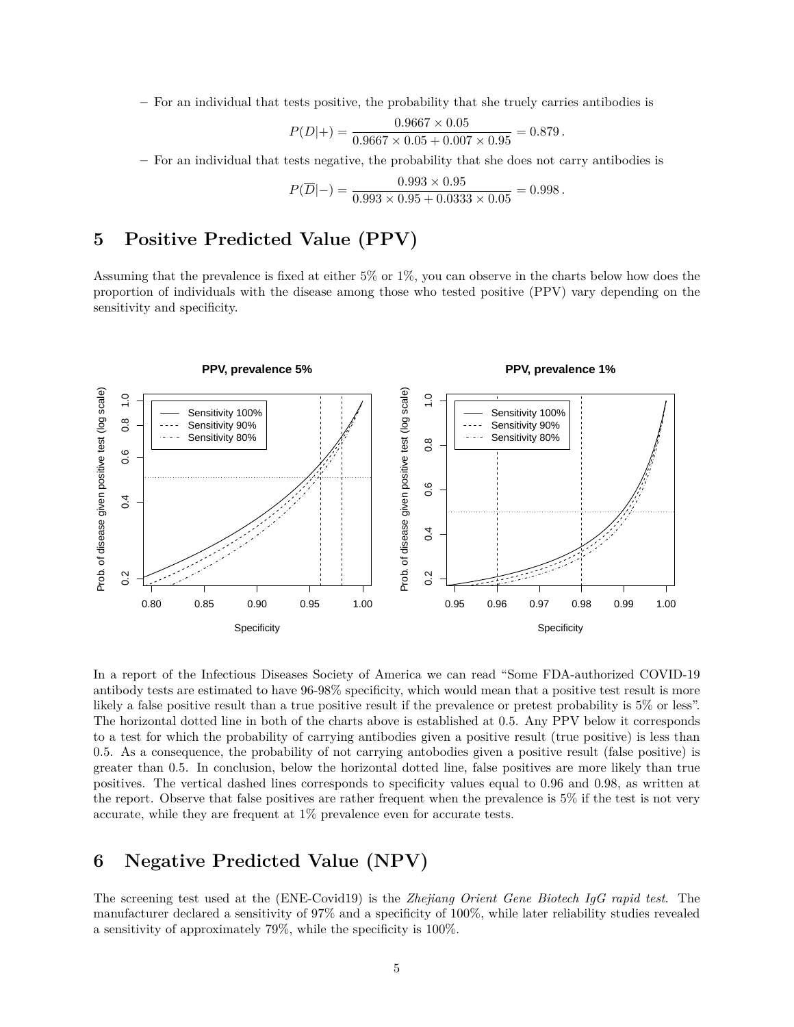– For an individual that tests positive, the probability that she truely carries antibodies is

$$P(D|+) = \frac{0.9667 \times 0.05}{0.9667 \times 0.05 + 0.007 \times 0.95} = 0.879\,.$$

– For an individual that tests negative, the probability that she does not carry antibodies is

$$P(\overline{D}|-) = \frac{0.993 \times 0.95}{0.993 \times 0.95 + 0.0333 \times 0.05} = 0.998\,.$$

## 5 Positive Predicted Value (PPV)

Assuming that the prevalence is fixed at either 5% or 1%, you can observe in the charts below how does the proportion of individuals with the disease among those who tested positive (PPV) vary depending on the sensitivity and specificity.

In a report of the Infectious Diseases Society of America we can read "Some FDA-authorized COVID-19 antibody tests are estimated to have 96-98% specificity, which would mean that a positive test result is more likely a false positive result than a true positive result if the prevalence or pretest probability is 5% or less". The horizontal dotted line in both of the charts above is established at 0.5. Any PPV below it corresponds to a test for which the probability of carrying antibodies given a positive result (true positive) is less than 0.5. As a consequence, the probability of not carrying antobodies given a positive result (false positive) is greater than 0.5. In conclusion, below the horizontal dotted line, false positives are more likely than true positives. The vertical dashed lines corresponds to specificity values equal to 0.96 and 0.98, as written at the report. Observe that false positives are rather frequent when the prevalence is 5% if the test is not very accurate, while they are frequent at 1% prevalence even for accurate tests.

## 6 Negative Predicted Value (NPV)

The screening test used at the (ENE-Covid19) is the *Zhejiang Orient Gene Biotech IgG rapid test*. The manufacturer declared a sensitivity of 97% and a specificity of 100%, while later reliability studies revealed a sensitivity of approximately 79%, while the specificity is 100%.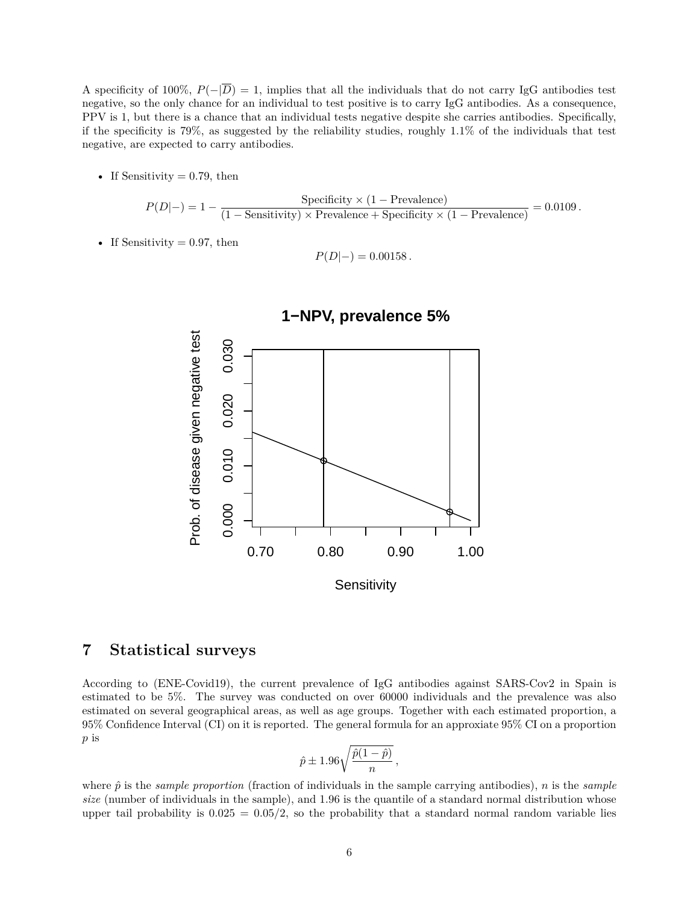A specificity of 100%, $P(-|\overline{D}) = 1$, implies that all the individuals that do not carry IgG antibodies test negative, so the only chance for an individual to test positive is to carry IgG antibodies. As a consequence, PPV is 1, but there is a chance that an individual tests negative despite she carries antibodies. Specifically, if the specificity is 79%, as suggested by the reliability studies, roughly 1.1% of the individuals that test negative, are expected to carry antibodies.

- If Sensitivity = 0.79, then

$$P(D|-) = 1 - \frac{\text{Specificity} \times (1 - \text{Prevalence})}{(1 - \text{Sensitivity}) \times \text{Prevalence} + \text{Specificity} \times (1 - \text{Prevalence})} = 0.0109\,.$$

- If Sensitivity = 0.97, then

$$P(D|-) = 0.00158\,.$$

## 7 Statistical surveys

According to (ENE-Covid19), the current prevalence of IgG antibodies against SARS-Cov2 in Spain is estimated to be 5%. The survey was conducted on over 60000 individuals and the prevalence was also estimated on several geographical areas, as well as age groups. Together with each estimated proportion, a 95% Confidence Interval (CI) on it is reported. The general formula for an approxiate 95% CI on a proportion $p$ is

$$\hat{p} \pm 1.96\sqrt{\frac{\hat{p}(1-\hat{p})}{n}}\,,$$

where $\hat{p}$ is the *sample proportion* (fraction of individuals in the sample carrying antibodies), $n$ is the *sample size* (number of individuals in the sample), and 1.96 is the quantile of a standard normal distribution whose upper tail probability is $0.025 = 0.05/2$, so the probability that a standard normal random variable lies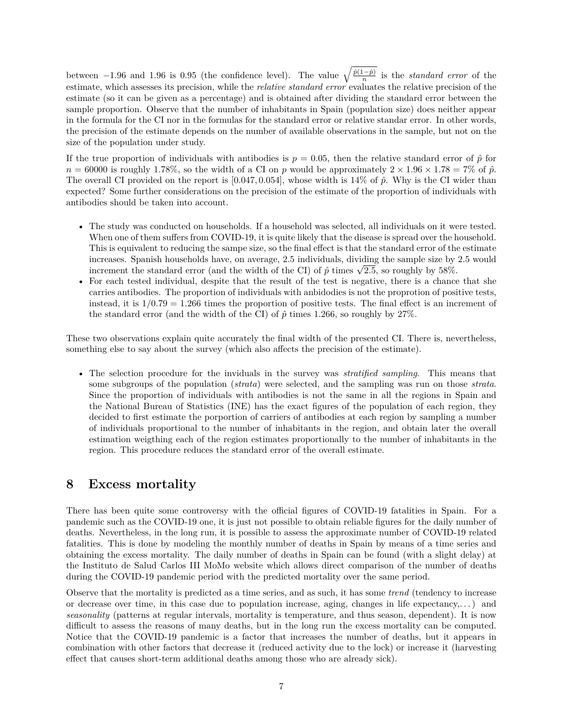between −1.96 and 1.96 is 0.95 (the confidence level). The value $\sqrt{\frac{\hat{p}(1-\hat{p})}{n}}$ is the *standard error* of the estimate, which assesses its precision, while the *relative standard error* evaluates the relative precision of the estimate (so it can be given as a percentage) and is obtained after dividing the standard error between the sample proportion. Observe that the number of inhabitants in Spain (population size) does neither appear in the formula for the CI nor in the formulas for the standard error or relative standar error. In other words, the precision of the estimate depends on the number of available observations in the sample, but not on the size of the population under study.

If the true proportion of individuals with antibodies is $p = 0.05$, then the relative standard error of $\hat{p}$ for $n = 60000$ is roughly 1.78%, so the width of a CI on $p$ would be approximately $2 \times 1.96 \times 1.78 = 7\%$ of $\hat{p}$. The overall CI provided on the report is $[0.047, 0.054]$, whose width is 14% of $\hat{p}$. Why is the CI wider than expected? Some further considerations on the precision of the estimate of the proportion of individuals with antibodies should be taken into account.

- The study was conducted on households. If a household was selected, all individuals on it were tested. When one of them suffers from COVID-19, it is quite likely that the disease is spread over the household. This is equivalent to reducing the sampe size, so the final effect is that the standard error of the estimate increases. Spanish households have, on average, 2.5 individuals, dividing the sample size by 2.5 would increment the standard error (and the width of the CI) of $\hat{p}$ times $\sqrt{2.5}$, so roughly by 58%.
- For each tested individual, despite that the result of the test is negative, there is a chance that she carries antibodies. The proportion of individuals with anbidodies is not the proprotion of positive tests, instead, it is $1/0.79 = 1.266$ times the proportion of positive tests. The final effect is an increment of the standard error (and the width of the CI) of $\hat{p}$ times 1.266, so roughly by 27%.

These two observations explain quite accurately the final width of the presented CI. There is, nevertheless, something else to say about the survey (which also affects the precision of the estimate).

- The selection procedure for the inviduals in the survey was *stratified sampling*. This means that some subgroups of the population (*strata*) were selected, and the sampling was run on those *strata*. Since the proportion of individuals with antibodies is not the same in all the regions in Spain and the National Bureau of Statistics (INE) has the exact figures of the population of each region, they decided to first estimate the porportion of carriers of antibodies at each region by sampling a number of individuals proportional to the number of inhabitants in the region, and obtain later the overall estimation weigthing each of the region estimates proportionally to the number of inhabitants in the region. This procedure reduces the standard error of the overall estimate.

## 8 Excess mortality

There has been quite some controversy with the official figures of COVID-19 fatalities in Spain. For a pandemic such as the COVID-19 one, it is just not possible to obtain reliable figures for the daily number of deaths. Nevertheless, in the long run, it is possible to assess the approximate number of COVID-19 related fatalities. This is done by modeling the monthly number of deaths in Spain by means of a time series and obtaining the excess mortality. The daily number of deaths in Spain can be found (with a slight delay) at the Instituto de Salud Carlos III MoMo website which allows direct comparison of the number of deaths during the COVID-19 pandemic period with the predicted mortality over the same period.

Observe that the mortality is predicted as a time series, and as such, it has some *trend* (tendency to increase or decrease over time, in this case due to population increase, aging, changes in life expectancy,. . . ) and *seasonality* (patterns at regular intervals, mortality is temperature, and thus season, dependent). It is now difficult to assess the reasons of many deaths, but in the long run the excess mortality can be computed. Notice that the COVID-19 pandemic is a factor that increases the number of deaths, but it appears in combination with other factors that decrease it (reduced activity due to the lock) or increase it (harvesting effect that causes short-term additional deaths among those who are already sick).